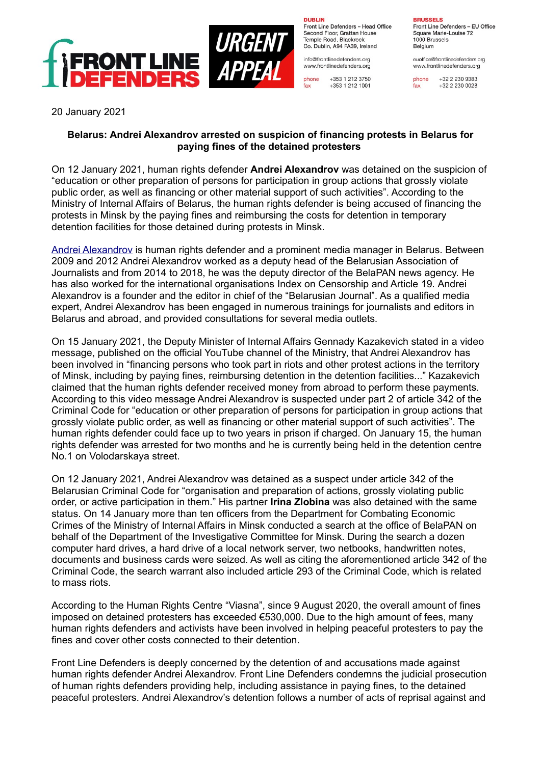FRONT LINE DEFENDERS

URGENT APPEAL

**DUBLIN**
Front Line Defenders – Head Office
Second Floor, Grattan House
Temple Road, Blackrock
Co. Dublin, A94 FA39, Ireland

info@frontlinedefenders.org
www.frontlinedefenders.org

phone +353 1 212 3750
fax +353 1 212 1001

**BRUSSELS**
Front Line Defenders – EU Office
Square Marie-Louise 72
1000 Brussels
Belgium

euoffice@frontlinedefenders.org
www.frontlinedefenders.org

phone +32 2 230 9383
fax +32 2 230 0028

20 January 2021

**Belarus: Andrei Alexandrov arrested on suspicion of financing protests in Belarus for paying fines of the detained protesters**

On 12 January 2021, human rights defender **Andrei Alexandrov** was detained on the suspicion of "education or other preparation of persons for participation in group actions that grossly violate public order, as well as financing or other material support of such activities". According to the Ministry of Internal Affairs of Belarus, the human rights defender is being accused of financing the protests in Minsk by the paying fines and reimbursing the costs for detention in temporary detention facilities for those detained during protests in Minsk.

Andrei Alexandrov is human rights defender and a prominent media manager in Belarus. Between 2009 and 2012 Andrei Alexandrov worked as a deputy head of the Belarusian Association of Journalists and from 2014 to 2018, he was the deputy director of the BelaPAN news agency. He has also worked for the international organisations Index on Censorship and Article 19. Andrei Alexandrov is a founder and the editor in chief of the "Belarusian Journal". As a qualified media expert, Andrei Alexandrov has been engaged in numerous trainings for journalists and editors in Belarus and abroad, and provided consultations for several media outlets.

On 15 January 2021, the Deputy Minister of Internal Affairs Gennady Kazakevich stated in a video message, published on the official YouTube channel of the Ministry, that Andrei Alexandrov has been involved in "financing persons who took part in riots and other protest actions in the territory of Minsk, including by paying fines, reimbursing detention in the detention facilities..." Kazakevich claimed that the human rights defender received money from abroad to perform these payments. According to this video message Andrei Alexandrov is suspected under part 2 of article 342 of the Criminal Code for "education or other preparation of persons for participation in group actions that grossly violate public order, as well as financing or other material support of such activities". The human rights defender could face up to two years in prison if charged. On January 15, the human rights defender was arrested for two months and he is currently being held in the detention centre No.1 on Volodarskaya street.

On 12 January 2021, Andrei Alexandrov was detained as a suspect under article 342 of the Belarusian Criminal Code for "organisation and preparation of actions, grossly violating public order, or active participation in them." His partner **Irina Zlobina** was also detained with the same status. On 14 January more than ten officers from the Department for Combating Economic Crimes of the Ministry of Internal Affairs in Minsk conducted a search at the office of BelaPAN on behalf of the Department of the Investigative Committee for Minsk. During the search a dozen computer hard drives, a hard drive of a local network server, two netbooks, handwritten notes, documents and business cards were seized. As well as citing the aforementioned article 342 of the Criminal Code, the search warrant also included article 293 of the Criminal Code, which is related to mass riots.

According to the Human Rights Centre "Viasna", since 9 August 2020, the overall amount of fines imposed on detained protesters has exceeded €530,000. Due to the high amount of fees, many human rights defenders and activists have been involved in helping peaceful protesters to pay the fines and cover other costs connected to their detention.

Front Line Defenders is deeply concerned by the detention of and accusations made against human rights defender Andrei Alexandrov. Front Line Defenders condemns the judicial prosecution of human rights defenders providing help, including assistance in paying fines, to the detained peaceful protesters. Andrei Alexandrov's detention follows a number of acts of reprisal against and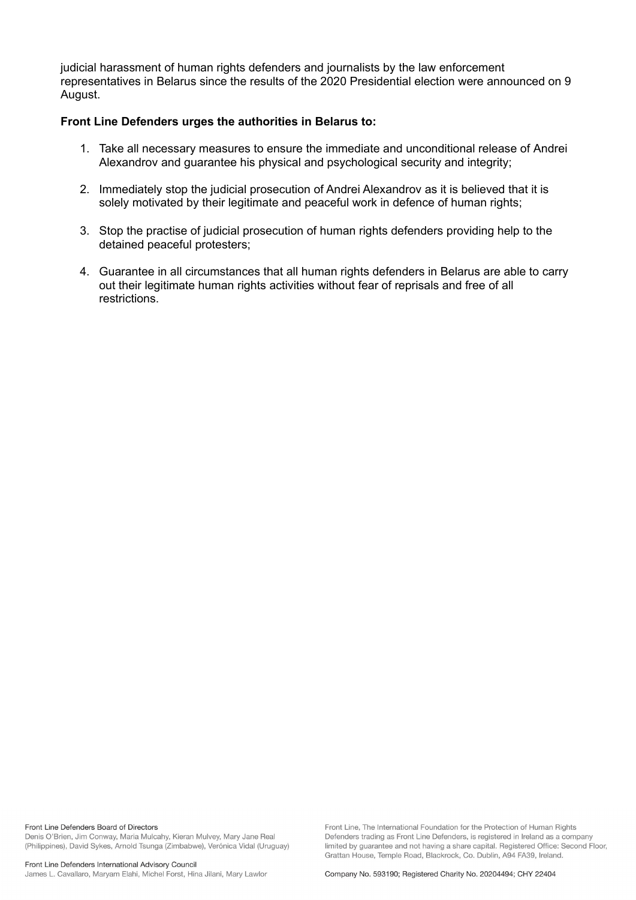judicial harassment of human rights defenders and journalists by the law enforcement representatives in Belarus since the results of the 2020 Presidential election were announced on 9 August.

**Front Line Defenders urges the authorities in Belarus to:**

1. Take all necessary measures to ensure the immediate and unconditional release of Andrei Alexandrov and guarantee his physical and psychological security and integrity;

2. Immediately stop the judicial prosecution of Andrei Alexandrov as it is believed that it is solely motivated by their legitimate and peaceful work in defence of human rights;

3. Stop the practise of judicial prosecution of human rights defenders providing help to the detained peaceful protesters;

4. Guarantee in all circumstances that all human rights defenders in Belarus are able to carry out their legitimate human rights activities without fear of reprisals and free of all restrictions.